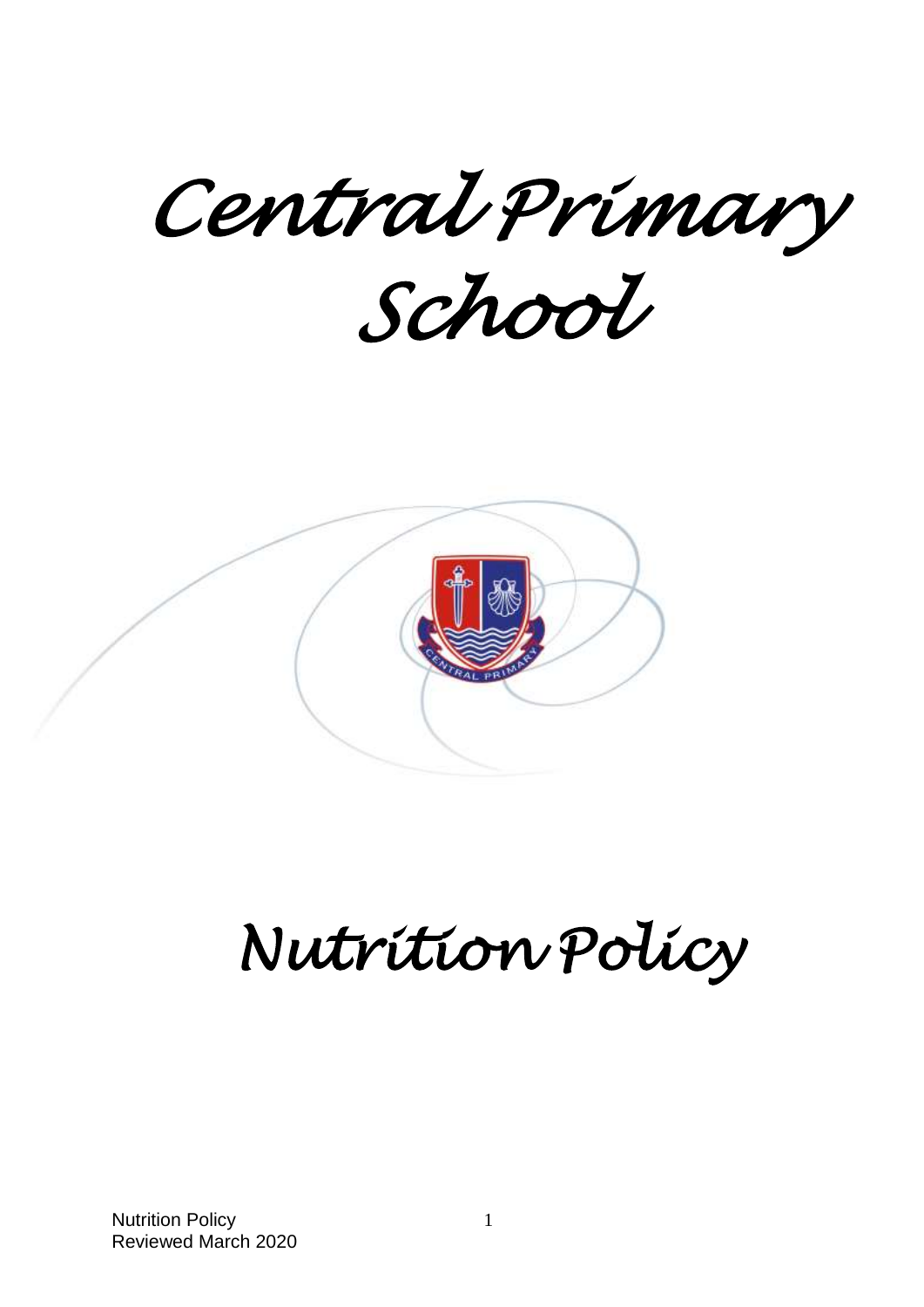# Central Primary School

# Nutrition Policy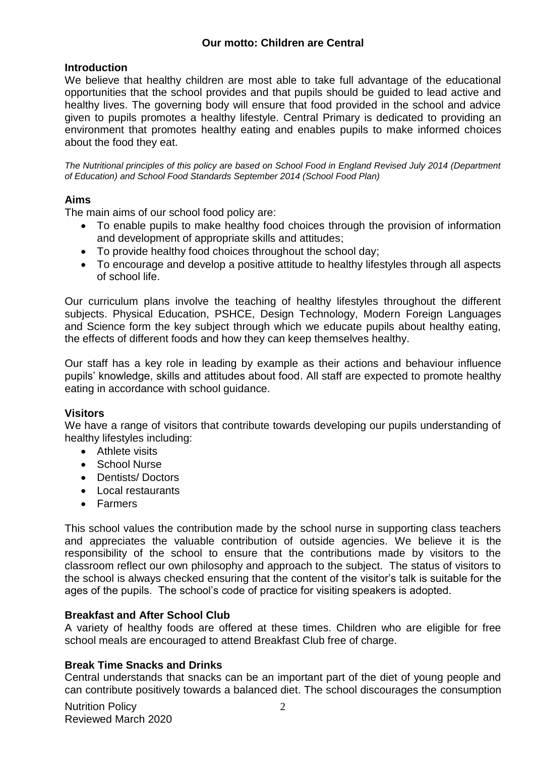**Our motto: Children are Central**

## Introduction

We believe that healthy children are most able to take full advantage of the educational opportunities that the school provides and that pupils should be guided to lead active and healthy lives. The governing body will ensure that food provided in the school and advice given to pupils promotes a healthy lifestyle. Central Primary is dedicated to providing an environment that promotes healthy eating and enables pupils to make informed choices about the food they eat.

*The Nutritional principles of this policy are based on School Food in England Revised July 2014 (Department of Education) and School Food Standards September 2014 (School Food Plan)*

## Aims

The main aims of our school food policy are:

- To enable pupils to make healthy food choices through the provision of information and development of appropriate skills and attitudes;
- To provide healthy food choices throughout the school day;
- To encourage and develop a positive attitude to healthy lifestyles through all aspects of school life.

Our curriculum plans involve the teaching of healthy lifestyles throughout the different subjects. Physical Education, PSHCE, Design Technology, Modern Foreign Languages and Science form the key subject through which we educate pupils about healthy eating, the effects of different foods and how they can keep themselves healthy.

Our staff has a key role in leading by example as their actions and behaviour influence pupils' knowledge, skills and attitudes about food. All staff are expected to promote healthy eating in accordance with school guidance.

## Visitors

We have a range of visitors that contribute towards developing our pupils understanding of healthy lifestyles including:

- Athlete visits
- School Nurse
- Dentists/ Doctors
- Local restaurants
- Farmers

This school values the contribution made by the school nurse in supporting class teachers and appreciates the valuable contribution of outside agencies. We believe it is the responsibility of the school to ensure that the contributions made by visitors to the classroom reflect our own philosophy and approach to the subject. The status of visitors to the school is always checked ensuring that the content of the visitor's talk is suitable for the ages of the pupils. The school's code of practice for visiting speakers is adopted.

## Breakfast and After School Club

A variety of healthy foods are offered at these times. Children who are eligible for free school meals are encouraged to attend Breakfast Club free of charge.

## Break Time Snacks and Drinks

Central understands that snacks can be an important part of the diet of young people and can contribute positively towards a balanced diet. The school discourages the consumption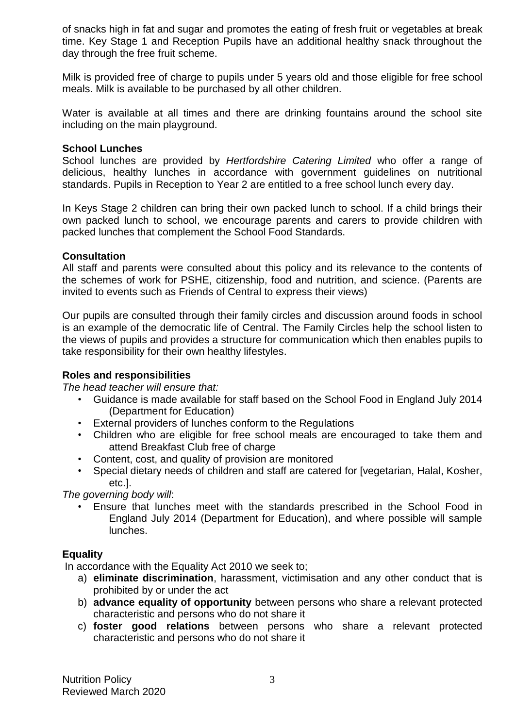of snacks high in fat and sugar and promotes the eating of fresh fruit or vegetables at break time. Key Stage 1 and Reception Pupils have an additional healthy snack throughout the day through the free fruit scheme.

Milk is provided free of charge to pupils under 5 years old and those eligible for free school meals. Milk is available to be purchased by all other children.

Water is available at all times and there are drinking fountains around the school site including on the main playground.

**School Lunches**

School lunches are provided by *Hertfordshire Catering Limited* who offer a range of delicious, healthy lunches in accordance with government guidelines on nutritional standards. Pupils in Reception to Year 2 are entitled to a free school lunch every day.

In Keys Stage 2 children can bring their own packed lunch to school. If a child brings their own packed lunch to school, we encourage parents and carers to provide children with packed lunches that complement the School Food Standards.

**Consultation**

All staff and parents were consulted about this policy and its relevance to the contents of the schemes of work for PSHE, citizenship, food and nutrition, and science. (Parents are invited to events such as Friends of Central to express their views)

Our pupils are consulted through their family circles and discussion around foods in school is an example of the democratic life of Central. The Family Circles help the school listen to the views of pupils and provides a structure for communication which then enables pupils to take responsibility for their own healthy lifestyles.

**Roles and responsibilities**

*The head teacher will ensure that:*

- Guidance is made available for staff based on the School Food in England July 2014 (Department for Education)
- External providers of lunches conform to the Regulations
- Children who are eligible for free school meals are encouraged to take them and attend Breakfast Club free of charge
- Content, cost, and quality of provision are monitored
- Special dietary needs of children and staff are catered for [vegetarian, Halal, Kosher, etc.].

*The governing body will*:

- Ensure that lunches meet with the standards prescribed in the School Food in England July 2014 (Department for Education), and where possible will sample lunches.

**Equality**

In accordance with the Equality Act 2010 we seek to;

a) **eliminate discrimination**, harassment, victimisation and any other conduct that is prohibited by or under the act
b) **advance equality of opportunity** between persons who share a relevant protected characteristic and persons who do not share it
c) **foster good relations** between persons who share a relevant protected characteristic and persons who do not share it

Nutrition Policy
Reviewed March 2020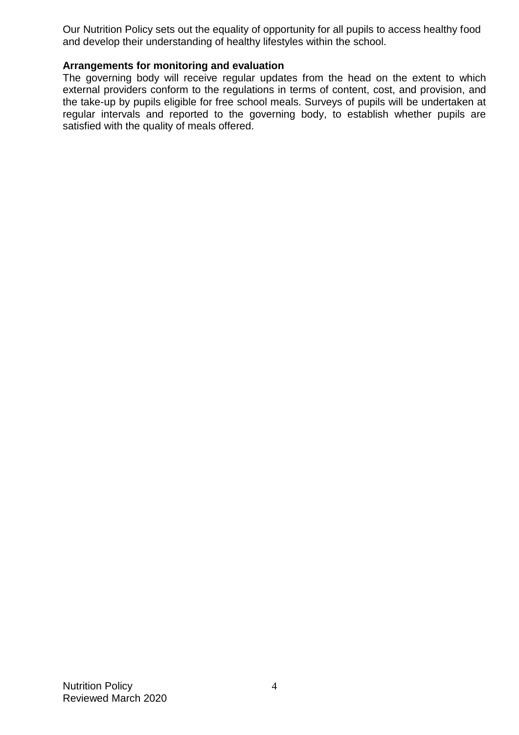Our Nutrition Policy sets out the equality of opportunity for all pupils to access healthy food and develop their understanding of healthy lifestyles within the school.

**Arrangements for monitoring and evaluation**

The governing body will receive regular updates from the head on the extent to which external providers conform to the regulations in terms of content, cost, and provision, and the take-up by pupils eligible for free school meals. Surveys of pupils will be undertaken at regular intervals and reported to the governing body, to establish whether pupils are satisfied with the quality of meals offered.